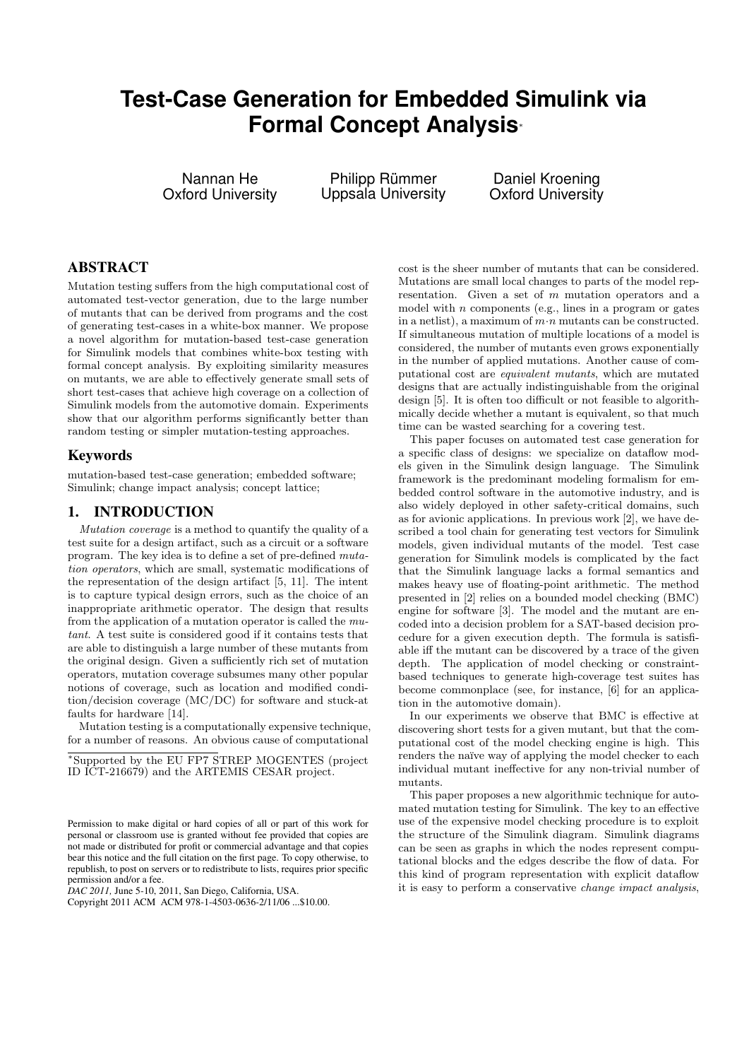# Test-Case Generation for Embedded Simulink via Formal Concept Analysis*

Nannan He
Oxford University

Philipp Rümmer
Uppsala University

Daniel Kroening
Oxford University

## ABSTRACT

Mutation testing suffers from the high computational cost of automated test-vector generation, due to the large number of mutants that can be derived from programs and the cost of generating test-cases in a white-box manner. We propose a novel algorithm for mutation-based test-case generation for Simulink models that combines white-box testing with formal concept analysis. By exploiting similarity measures on mutants, we are able to effectively generate small sets of short test-cases that achieve high coverage on a collection of Simulink models from the automotive domain. Experiments show that our algorithm performs significantly better than random testing or simpler mutation-testing approaches.

### Keywords

mutation-based test-case generation; embedded software; Simulink; change impact analysis; concept lattice;

## 1. INTRODUCTION

*Mutation coverage* is a method to quantify the quality of a test suite for a design artifact, such as a circuit or a software program. The key idea is to define a set of pre-defined *mutation operators*, which are small, systematic modifications of the representation of the design artifact [5, 11]. The intent is to capture typical design errors, such as the choice of an inappropriate arithmetic operator. The design that results from the application of a mutation operator is called the *mutant*. A test suite is considered good if it contains tests that are able to distinguish a large number of these mutants from the original design. Given a sufficiently rich set of mutation operators, mutation coverage subsumes many other popular notions of coverage, such as location and modified condition/decision coverage (MC/DC) for software and stuck-at faults for hardware [14].

Mutation testing is a computationally expensive technique, for a number of reasons. An obvious cause of computational cost is the sheer number of mutants that can be considered. Mutations are small local changes to parts of the model representation. Given a set of $m$ mutation operators and a model with $n$ components (e.g., lines in a program or gates in a netlist), a maximum of $m \cdot n$ mutants can be constructed. If simultaneous mutation of multiple locations of a model is considered, the number of mutants even grows exponentially in the number of applied mutations. Another cause of computational cost are *equivalent mutants*, which are mutated designs that are actually indistinguishable from the original design [5]. It is often too difficult or not feasible to algorithmically decide whether a mutant is equivalent, so that much time can be wasted searching for a covering test.

This paper focuses on automated test case generation for a specific class of designs: we specialize on dataflow models given in the Simulink design language. The Simulink framework is the predominant modeling formalism for embedded control software in the automotive industry, and is also widely deployed in other safety-critical domains, such as for avionic applications. In previous work [2], we have described a tool chain for generating test vectors for Simulink models, given individual mutants of the model. Test case generation for Simulink models is complicated by the fact that the Simulink language lacks a formal semantics and makes heavy use of floating-point arithmetic. The method presented in [2] relies on a bounded model checking (BMC) engine for software [3]. The model and the mutant are encoded into a decision problem for a SAT-based decision procedure for a given execution depth. The formula is satisfiable iff the mutant can be discovered by a trace of the given depth. The application of model checking or constraint-based techniques to generate high-coverage test suites has become commonplace (see, for instance, [6] for an application in the automotive domain).

In our experiments we observe that BMC is effective at discovering short tests for a given mutant, but that the computational cost of the model checking engine is high. This renders the naïve way of applying the model checker to each individual mutant ineffective for any non-trivial number of mutants.

This paper proposes a new algorithmic technique for automated mutation testing for Simulink. The key to an effective use of the expensive model checking procedure is to exploit the structure of the Simulink diagram. Simulink diagrams can be seen as graphs in which the nodes represent computational blocks and the edges describe the flow of data. For this kind of program representation with explicit dataflow it is easy to perform a conservative *change impact analysis*,

*Supported by the EU FP7 STREP MOGENTES (project ID ICT-216679) and the ARTEMIS CESAR project.

Permission to make digital or hard copies of all or part of this work for personal or classroom use is granted without fee provided that copies are not made or distributed for profit or commercial advantage and that copies bear this notice and the full citation on the first page. To copy otherwise, to republish, to post on servers or to redistribute to lists, requires prior specific permission and/or a fee.
*DAC 2011,* June 5-10, 2011, San Diego, California, USA.
Copyright 2011 ACM ACM 978-1-4503-0636-2/11/06 ...$10.00.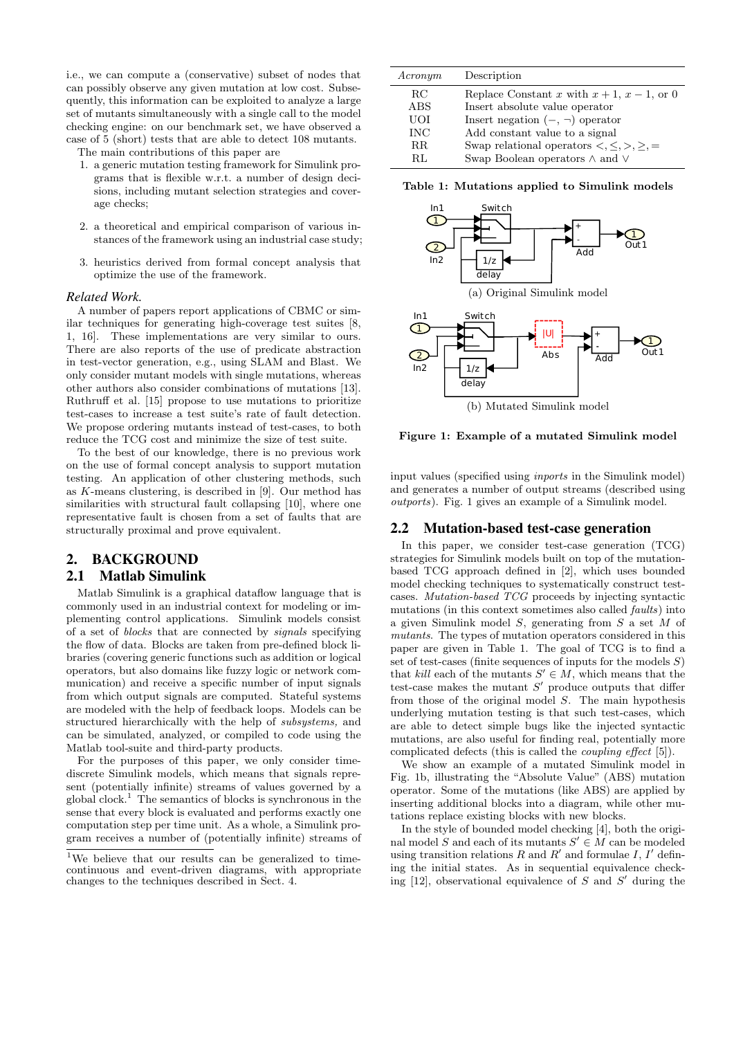i.e., we can compute a (conservative) subset of nodes that can possibly observe any given mutation at low cost. Subsequently, this information can be exploited to analyze a large set of mutants simultaneously with a single call to the model checking engine: on our benchmark set, we have observed a case of 5 (short) tests that are able to detect 108 mutants.

The main contributions of this paper are

1. a generic mutation testing framework for Simulink programs that is flexible w.r.t. a number of design decisions, including mutant selection strategies and coverage checks;
2. a theoretical and empirical comparison of various instances of the framework using an industrial case study;
3. heuristics derived from formal concept analysis that optimize the use of the framework.

*Related Work.*

A number of papers report applications of CBMC or similar techniques for generating high-coverage test suites [8, 1, 16]. These implementations are very similar to ours. There are also reports of the use of predicate abstraction in test-vector generation, e.g., using SLAM and Blast. We only consider mutant models with single mutations, whereas other authors also consider combinations of mutations [13]. Ruthruff et al. [15] propose to use mutations to prioritize test-cases to increase a test suite's rate of fault detection. We propose ordering mutants instead of test-cases, to both reduce the TCG cost and minimize the size of test suite.

To the best of our knowledge, there is no previous work on the use of formal concept analysis to support mutation testing. An application of other clustering methods, such as $K$-means clustering, is described in [9]. Our method has similarities with structural fault collapsing [10], where one representative fault is chosen from a set of faults that are structurally proximal and prove equivalent.

# 2. BACKGROUND

## 2.1 Matlab Simulink

Matlab Simulink is a graphical dataflow language that is commonly used in an industrial context for modeling or implementing control applications. Simulink models consist of a set of *blocks* that are connected by *signals* specifying the flow of data. Blocks are taken from pre-defined block libraries (covering generic functions such as addition or logical operators, but also domains like fuzzy logic or network communication) and receive a specific number of input signals from which output signals are computed. Stateful systems are modeled with the help of feedback loops. Models can be structured hierarchically with the help of *subsystems,* and can be simulated, analyzed, or compiled to code using the Matlab tool-suite and third-party products.

For the purposes of this paper, we only consider time-discrete Simulink models, which means that signals represent (potentially infinite) streams of values governed by a global clock.[1] The semantics of blocks is synchronous in the sense that every block is evaluated and performs exactly one computation step per time unit. As a whole, a Simulink program receives a number of (potentially infinite) streams of input values (specified using *inports* in the Simulink model) and generates a number of output streams (described using *outports*). Fig. 1 gives an example of a Simulink model.

[1] We believe that our results can be generalized to time-continuous and event-driven diagrams, with appropriate changes to the techniques described in Sect. 4.

| *Acronym* | Description |
|---|---|
| RC | Replace Constant $x$ with $x+1$, $x-1$, or 0 |
| ABS | Insert absolute value operator |
| UOI | Insert negation $(-, \neg)$ operator |
| INC | Add constant value to a signal |
| RR | Swap relational operators $<, \leq, >, \geq, =$ |
| RL | Swap Boolean operators $\wedge$ and $\vee$ |

**Table 1: Mutations applied to Simulink models**

In1
Switch
1
2
In2
1/z
delay
+
-
Add
1
Out1

(a) Original Simulink model

In1
Switch
1
|U|
Abs
2
In2
1/z
delay
+
-
Add
1
Out1

(b) Mutated Simulink model

**Figure 1: Example of a mutated Simulink model**

## 2.2 Mutation-based test-case generation

In this paper, we consider test-case generation (TCG) strategies for Simulink models built on top of the mutation-based TCG approach defined in [2], which uses bounded model checking techniques to systematically construct test-cases. *Mutation-based TCG* proceeds by injecting syntactic mutations (in this context sometimes also called *faults*) into a given Simulink model $S$, generating from $S$ a set $M$ of *mutants*. The types of mutation operators considered in this paper are given in Table 1. The goal of TCG is to find a set of test-cases (finite sequences of inputs for the models $S$) that *kill* each of the mutants $S' \in M$, which means that the test-case makes the mutant $S'$ produce outputs that differ from those of the original model $S$. The main hypothesis underlying mutation testing is that such test-cases, which are able to detect simple bugs like the injected syntactic mutations, are also useful for finding real, potentially more complicated defects (this is called the *coupling effect* [5]).

We show an example of a mutated Simulink model in Fig. 1b, illustrating the "Absolute Value" (ABS) mutation operator. Some of the mutations (like ABS) are applied by inserting additional blocks into a diagram, while other mutations replace existing blocks with new blocks.

In the style of bounded model checking [4], both the original model $S$ and each of its mutants $S' \in M$ can be modeled using transition relations $R$ and $R'$ and formulae $I$, $I'$ defining the initial states. As in sequential equivalence checking [12], observational equivalence of $S$ and $S'$ during the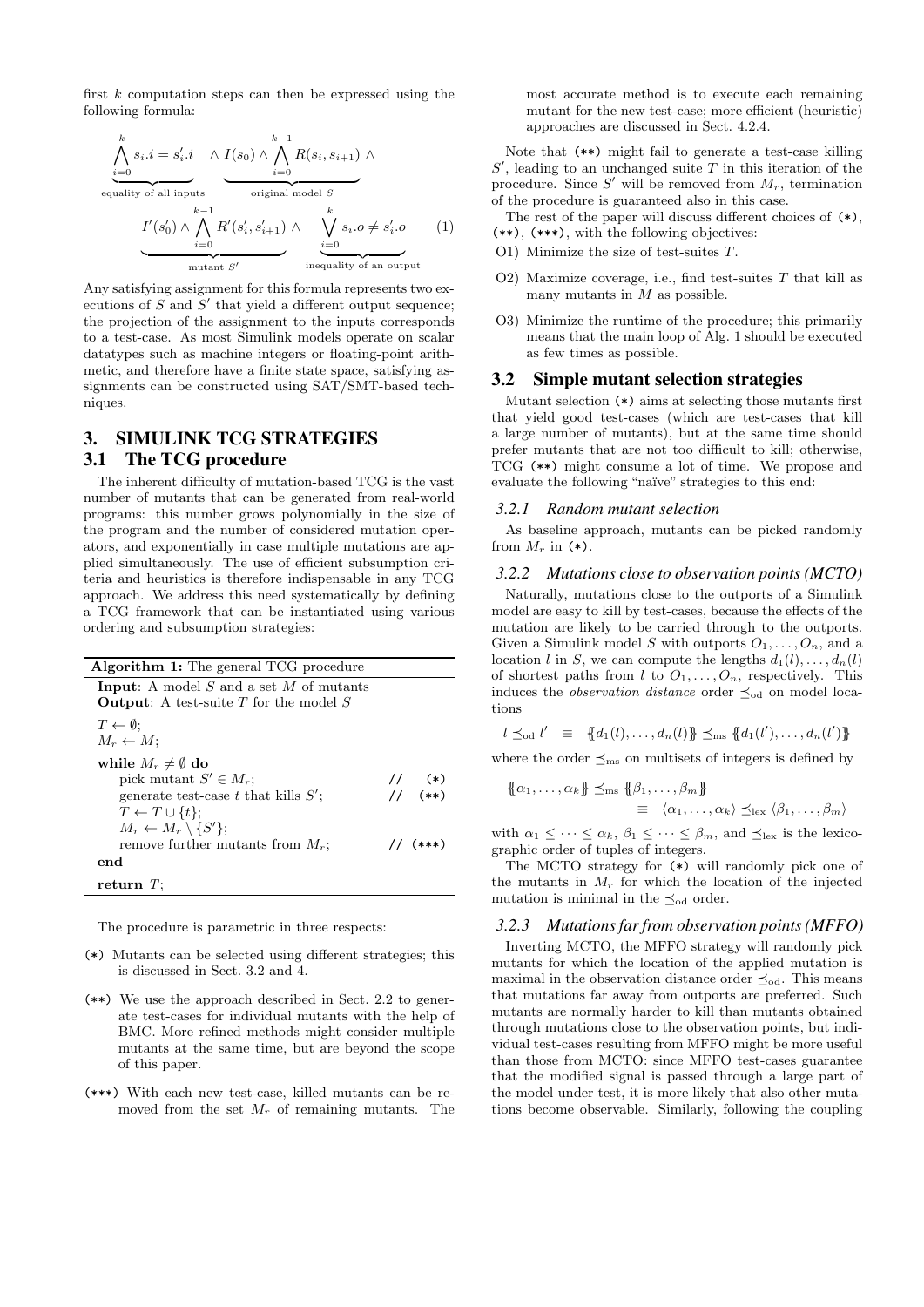first $k$ computation steps can then be expressed using the following formula:

$$\underbrace{\bigwedge_{i=0}^{k} s_i.i = s'_i.i}_{\text{equality of all inputs}} \;\wedge\; \underbrace{I(s_0) \wedge \bigwedge_{i=0}^{k-1} R(s_i, s_{i+1})}_{\text{original model } S} \;\wedge\; \underbrace{I'(s'_0) \wedge \bigwedge_{i=0}^{k-1} R'(s'_i, s'_{i+1})}_{\text{mutant } S'} \;\wedge\; \underbrace{\bigvee_{i=0}^{k} s_i.o \neq s'_i.o}_{\text{inequality of an output}} \tag{1}$$

Any satisfying assignment for this formula represents two executions of $S$ and $S'$ that yield a different output sequence; the projection of the assignment to the inputs corresponds to a test-case. As most Simulink models operate on scalar datatypes such as machine integers or floating-point arithmetic, and therefore have a finite state space, satisfying assignments can be constructed using SAT/SMT-based techniques.

## 3. SIMULINK TCG STRATEGIES

### 3.1 The TCG procedure

The inherent difficulty of mutation-based TCG is the vast number of mutants that can be generated from real-world programs: this number grows polynomially in the size of the program and the number of considered mutation operators, and exponentially in case multiple mutations are applied simultaneously. The use of efficient subsumption criteria and heuristics is therefore indispensable in any TCG approach. We address this need systematically by defining a TCG framework that can be instantiated using various ordering and subsumption strategies:

**Algorithm 1:** The general TCG procedure

**Input**: A model $S$ and a set $M$ of mutants
**Output**: A test-suite $T$ for the model $S$

```
T ← ∅;
M_r ← M;
while M_r ≠ ∅ do
    pick mutant S' ∈ M_r;                    //   (*)
    generate test-case t that kills S';      //   (**)
    T ← T ∪ {t};
    M_r ← M_r \ {S'};
    remove further mutants from M_r;         //   (***)
end
return T;
```

The procedure is parametric in three respects:

- (*) Mutants can be selected using different strategies; this is discussed in Sect. 3.2 and 4.
- (**) We use the approach described in Sect. 2.2 to generate test-cases for individual mutants with the help of BMC. More refined methods might consider multiple mutants at the same time, but are beyond the scope of this paper.
- (***) With each new test-case, killed mutants can be removed from the set $M_r$ of remaining mutants. The most accurate method is to execute each remaining mutant for the new test-case; more efficient (heuristic) approaches are discussed in Sect. 4.2.4.

Note that (**) might fail to generate a test-case killing $S'$, leading to an unchanged suite $T$ in this iteration of the procedure. Since $S'$ will be removed from $M_r$, termination of the procedure is guaranteed also in this case.

The rest of the paper will discuss different choices of (*), (**), (***), with the following objectives:

- O1) Minimize the size of test-suites $T$.
- O2) Maximize coverage, i.e., find test-suites $T$ that kill as many mutants in $M$ as possible.
- O3) Minimize the runtime of the procedure; this primarily means that the main loop of Alg. 1 should be executed as few times as possible.

### 3.2 Simple mutant selection strategies

Mutant selection (*) aims at selecting those mutants first that yield good test-cases (which are test-cases that kill a large number of mutants), but at the same time should prefer mutants that are not too difficult to kill; otherwise, TCG (**) might consume a lot of time. We propose and evaluate the following "naïve" strategies to this end:

#### 3.2.1 Random mutant selection

As baseline approach, mutants can be picked randomly from $M_r$ in (*).

#### 3.2.2 Mutations close to observation points (MCTO)

Naturally, mutations close to the outports of a Simulink model are easy to kill by test-cases, because the effects of the mutation are likely to be carried through to the outports. Given a Simulink model $S$ with outports $O_1, \ldots, O_n$, and a location $l$ in $S$, we can compute the lengths $d_1(l), \ldots, d_n(l)$ of shortest paths from $l$ to $O_1, \ldots, O_n$, respectively. This induces the *observation distance* order $\preceq_{\text{od}}$ on model locations

$$l \preceq_{\text{od}} l' \quad \equiv \quad \{\!\{d_1(l), \ldots, d_n(l)\}\!\} \preceq_{\text{ms}} \{\!\{d_1(l'), \ldots, d_n(l')\}\!\}$$

where the order $\preceq_{\text{ms}}$ on multisets of integers is defined by

$$\{\!\{\alpha_1, \ldots, \alpha_k\}\!\} \preceq_{\text{ms}} \{\!\{\beta_1, \ldots, \beta_m\}\!\} \equiv \langle \alpha_1, \ldots, \alpha_k \rangle \preceq_{\text{lex}} \langle \beta_1, \ldots, \beta_m \rangle$$

with $\alpha_1 \leq \cdots \leq \alpha_k$, $\beta_1 \leq \cdots \leq \beta_m$, and $\preceq_{\text{lex}}$ is the lexicographic order of tuples of integers.

The MCTO strategy for (*) will randomly pick one of the mutants in $M_r$ for which the location of the injected mutation is minimal in the $\preceq_{\text{od}}$ order.

#### 3.2.3 Mutations far from observation points (MFFO)

Inverting MCTO, the MFFO strategy will randomly pick mutants for which the location of the applied mutation is maximal in the observation distance order $\preceq_{\text{od}}$. This means that mutations far away from outports are preferred. Such mutants are normally harder to kill than mutants obtained through mutations close to the observation points, but individual test-cases resulting from MFFO might be more useful than those from MCTO: since MFFO test-cases guarantee that the modified signal is passed through a large part of the model under test, it is more likely that also other mutations become observable. Similarly, following the coupling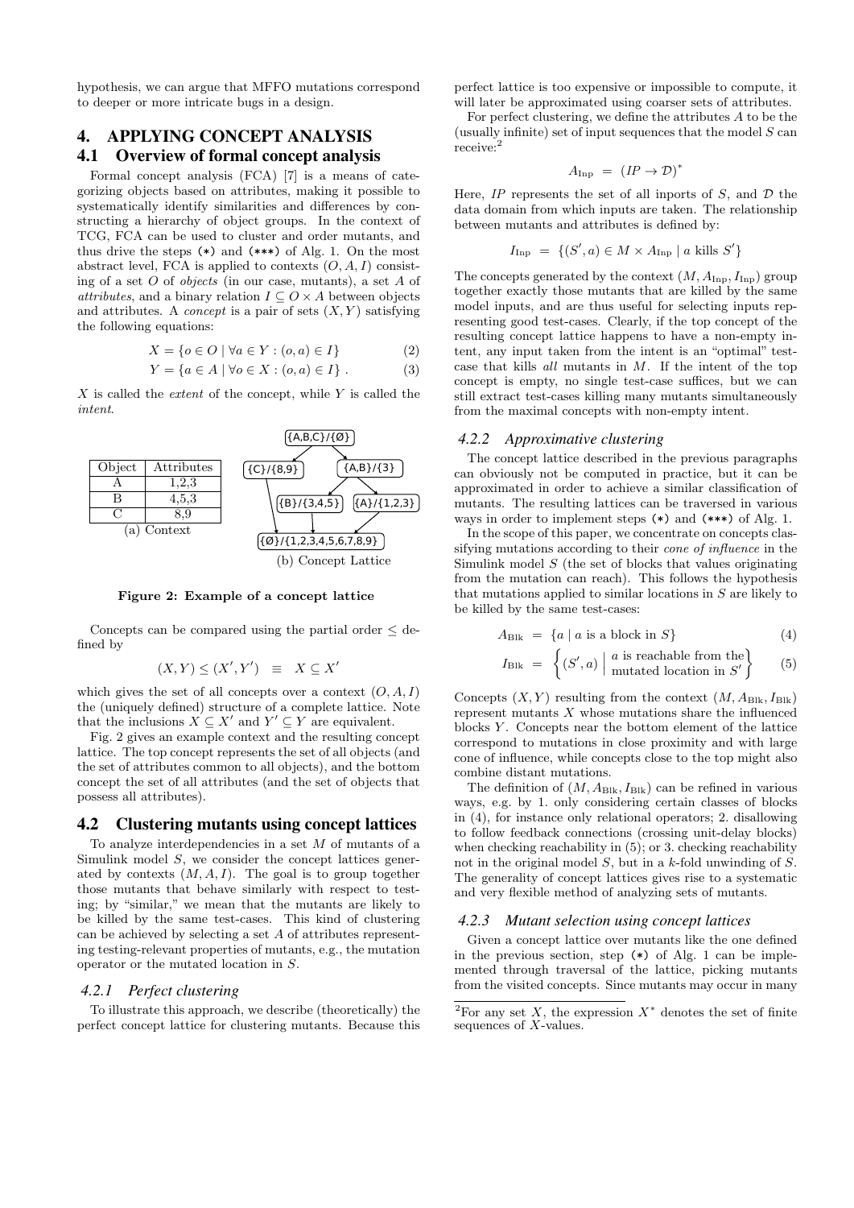hypothesis, we can argue that MFFO mutations correspond to deeper or more intricate bugs in a design.

# 4. APPLYING CONCEPT ANALYSIS

## 4.1 Overview of formal concept analysis

Formal concept analysis (FCA) [7] is a means of categorizing objects based on attributes, making it possible to systematically identify similarities and differences by constructing a hierarchy of object groups. In the context of TCG, FCA can be used to cluster and order mutants, and thus drive the steps (*) and (***) of Alg. 1. On the most abstract level, FCA is applied to contexts $(O, A, I)$ consisting of a set $O$ of *objects* (in our case, mutants), a set $A$ of *attributes*, and a binary relation $I \subseteq O \times A$ between objects and attributes. A *concept* is a pair of sets $(X, Y)$ satisfying the following equations:

$$X = \{o \in O \mid \forall a \in Y : (o, a) \in I\} \tag{2}$$

$$Y = \{a \in A \mid \forall o \in X : (o, a) \in I\} . \tag{3}$$

$X$ is called the *extent* of the concept, while $Y$ is called the *intent*.

| Object | Attributes |
|---|---|
| A | 1,2,3 |
| B | 4,5,3 |
| C | 8,9 |

(a) Context

{A,B,C}/{∅}
{C}/{8,9}  {A,B}/{3}
{B}/{3,4,5}  {A}/{1,2,3}
{∅}/{1,2,3,4,5,6,7,8,9}

(b) Concept Lattice

**Figure 2: Example of a concept lattice**

Concepts can be compared using the partial order $\leq$ defined by

$$(X, Y) \leq (X', Y') \quad \equiv \quad X \subseteq X'$$

which gives the set of all concepts over a context $(O, A, I)$ the (uniquely defined) structure of a complete lattice. Note that the inclusions $X \subseteq X'$ and $Y' \subseteq Y$ are equivalent.

Fig. 2 gives an example context and the resulting concept lattice. The top concept represents the set of all objects (and the set of attributes common to all objects), and the bottom concept the set of all attributes (and the set of objects that possess all attributes).

## 4.2 Clustering mutants using concept lattices

To analyze interdependencies in a set $M$ of mutants of a Simulink model $S$, we consider the concept lattices generated by contexts $(M, A, I)$. The goal is to group together those mutants that behave similarly with respect to testing; by "similar," we mean that the mutants are likely to be killed by the same test-cases. This kind of clustering can be achieved by selecting a set $A$ of attributes representing testing-relevant properties of mutants, e.g., the mutation operator or the mutated location in $S$.

### 4.2.1 Perfect clustering

To illustrate this approach, we describe (theoretically) the perfect concept lattice for clustering mutants. Because this perfect lattice is too expensive or impossible to compute, it will later be approximated using coarser sets of attributes.

For perfect clustering, we define the attributes $A$ to be the (usually infinite) set of input sequences that the model $S$ can receive:[2]

$$A_{\text{Inp}} \;=\; (IP \to \mathcal{D})^*$$

Here, $IP$ represents the set of all inports of $S$, and $\mathcal{D}$ the data domain from which inputs are taken. The relationship between mutants and attributes is defined by:

$$I_{\text{Inp}} \;=\; \{(S', a) \in M \times A_{\text{Inp}} \mid a \text{ kills } S'\}$$

The concepts generated by the context $(M, A_{\text{Inp}}, I_{\text{Inp}})$ group together exactly those mutants that are killed by the same model inputs, and are thus useful for selecting inputs representing good test-cases. Clearly, if the top concept of the resulting concept lattice happens to have a non-empty intent, any input taken from the intent is an "optimal" test-case that kills *all* mutants in $M$. If the intent of the top concept is empty, no single test-case suffices, but we can still extract test-cases killing many mutants simultaneously from the maximal concepts with non-empty intent.

### 4.2.2 Approximative clustering

The concept lattice described in the previous paragraphs can obviously not be computed in practice, but it can be approximated in order to achieve a similar classification of mutants. The resulting lattices can be traversed in various ways in order to implement steps (*) and (***) of Alg. 1.

In the scope of this paper, we concentrate on concepts classifying mutations according to their *cone of influence* in the Simulink model $S$ (the set of blocks that values originating from the mutation can reach). This follows the hypothesis that mutations applied to similar locations in $S$ are likely to be killed by the same test-cases:

$$A_{\text{Blk}} \;=\; \{a \mid a \text{ is a block in } S\} \tag{4}$$

$$I_{\text{Blk}} \;=\; \left\{ (S', a) \;\middle|\; \begin{array}{l} a \text{ is reachable from the} \\ \text{mutated location in } S' \end{array} \right\} \tag{5}$$

Concepts $(X, Y)$ resulting from the context $(M, A_{\text{Blk}}, I_{\text{Blk}})$ represent mutants $X$ whose mutations share the influenced blocks $Y$. Concepts near the bottom element of the lattice correspond to mutations in close proximity and with large cone of influence, while concepts close to the top might also combine distant mutations.

The definition of $(M, A_{\text{Blk}}, I_{\text{Blk}})$ can be refined in various ways, e.g. by 1. only considering certain classes of blocks in (4), for instance only relational operators; 2. disallowing to follow feedback connections (crossing unit-delay blocks) when checking reachability in (5); or 3. checking reachability not in the original model $S$, but in a $k$-fold unwinding of $S$. The generality of concept lattices gives rise to a systematic and very flexible method of analyzing sets of mutants.

### 4.2.3 Mutant selection using concept lattices

Given a concept lattice over mutants like the one defined in the previous section, step (*) of Alg. 1 can be implemented through traversal of the lattice, picking mutants from the visited concepts. Since mutants may occur in many

[2] For any set $X$, the expression $X^*$ denotes the set of finite sequences of $X$-values.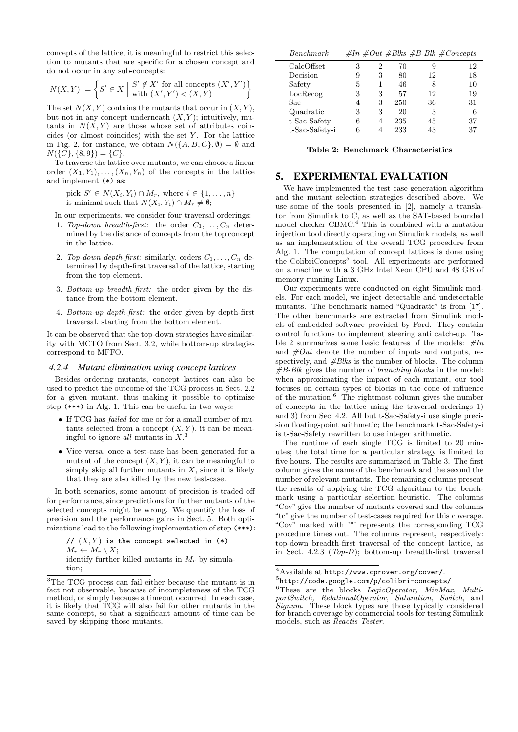concepts of the lattice, it is meaningful to restrict this selection to mutants that are specific for a chosen concept and do not occur in any sub-concepts:

$$N(X,Y) = \left\{ S' \in X \;\middle|\; \begin{array}{l} S' \notin X' \text{ for all concepts } (X',Y') \\ \text{with } (X',Y') < (X,Y) \end{array} \right\}$$

The set $N(X,Y)$ contains the mutants that occur in $(X,Y)$, but not in any concept underneath $(X,Y)$; intuitively, mutants in $N(X,Y)$ are those whose set of attributes coincides (or almost coincides) with the set $Y$. For the lattice in Fig. 2, for instance, we obtain $N(\{A,B,C\},\emptyset) = \emptyset$ and $N(\{C\},\{8,9\}) = \{C\}$.

To traverse the lattice over mutants, we can choose a linear order $(X_1,Y_1),\ldots,(X_n,Y_n)$ of the concepts in the lattice and implement (*) as:

> pick $S' \in N(X_i,Y_i) \cap M_r$, where $i \in \{1,\ldots,n\}$ is minimal such that $N(X_i,Y_i) \cap M_r \neq \emptyset$;

In our experiments, we consider four traversal orderings:

1. *Top-down breadth-first:* the order $C_1,\ldots,C_n$ determined by the distance of concepts from the top concept in the lattice.
2. *Top-down depth-first:* similarly, orders $C_1,\ldots,C_n$ determined by depth-first traversal of the lattice, starting from the top element.
3. *Bottom-up breadth-first:* the order given by the distance from the bottom element.
4. *Bottom-up depth-first:* the order given by depth-first traversal, starting from the bottom element.

It can be observed that the top-down strategies have similarity with MCTO from Sect. 3.2, while bottom-up strategies correspond to MFFO.

#### 4.2.4 Mutant elimination using concept lattices

Besides ordering mutants, concept lattices can also be used to predict the outcome of the TCG process in Sect. 2.2 for a given mutant, thus making it possible to optimize step (***) in Alg. 1. This can be useful in two ways:

- If TCG has *failed* for one or for a small number of mutants selected from a concept $(X,Y)$, it can be meaningful to ignore *all* mutants in $X$.[3]
- Vice versa, once a test-case has been generated for a mutant of the concept $(X,Y)$, it can be meaningful to simply skip all further mutants in $X$, since it is likely that they are also killed by the new test-case.

In both scenarios, some amount of precision is traded off for performance, since predictions for further mutants of the selected concepts might be wrong. We quantify the loss of precision and the performance gains in Sect. 5. Both optimizations lead to the following implementation of step (***):

> // $(X,Y)$ is the concept selected in (*)
> $M_r \leftarrow M_r \setminus X$;
> identify further killed mutants in $M_r$ by simulation;

[3]The TCG process can fail either because the mutant is in fact not observable, because of incompleteness of the TCG method, or simply because a timeout occurred. In each case, it is likely that TCG will also fail for other mutants in the same concept, so that a significant amount of time can be saved by skipping those mutants.

| *Benchmark* | *#In* | *#Out* | *#Blks* | *#B-Blk* | *#Concepts* |
|---|---|---|---|---|---|
| CalcOffset | 3 | 2 | 70 | 9 | 12 |
| Decision | 9 | 3 | 80 | 12 | 18 |
| Safety | 5 | 1 | 46 | 8 | 10 |
| LocRecog | 3 | 3 | 57 | 12 | 19 |
| Sac | 4 | 3 | 250 | 36 | 31 |
| Quadratic | 3 | 3 | 20 | 3 | 6 |
| t-Sac-Safety | 6 | 4 | 235 | 45 | 37 |
| t-Sac-Safety-i | 6 | 4 | 233 | 43 | 37 |

**Table 2: Benchmark Characteristics**

## 5. EXPERIMENTAL EVALUATION

We have implemented the test case generation algorithm and the mutant selection strategies described above. We use some of the tools presented in [2], namely a translator from Simulink to C, as well as the SAT-based bounded model checker CBMC.[4] This is combined with a mutation injection tool directly operating on Simulink models, as well as an implementation of the overall TCG procedure from Alg. 1. The computation of concept lattices is done using the ColibriConcepts[5] tool. All experiments are performed on a machine with a 3 GHz Intel Xeon CPU and 48 GB of memory running Linux.

Our experiments were conducted on eight Simulink models. For each model, we inject detectable and undetectable mutants. The benchmark named "Quadratic" is from [17]. The other benchmarks are extracted from Simulink models of embedded software provided by Ford. They contain control functions to implement steering anti catch-up. Table 2 summarizes some basic features of the models: *#In* and *#Out* denote the number of inputs and outputs, respectively, and *#Blks* is the number of blocks. The column *#B-Blk* gives the number of *branching blocks* in the model: when approximating the impact of each mutant, our tool focuses on certain types of blocks in the cone of influence of the mutation.[6] The rightmost column gives the number of concepts in the lattice using the traversal orderings 1) and 3) from Sec. 4.2. All but t-Sac-Safety-i use single precision floating-point arithmetic; the benchmark t-Sac-Safety-i is t-Sac-Safety rewritten to use integer arithmetic.

The runtime of each single TCG is limited to 20 minutes; the total time for a particular strategy is limited to five hours. The results are summarized in Table 3. The first column gives the name of the benchmark and the second the number of relevant mutants. The remaining columns present the results of applying the TCG algorithm to the benchmark using a particular selection heuristic. The columns "Cov" give the number of mutants covered and the columns "tc" give the number of test-cases required for this coverage. "Cov" marked with '*' represents the corresponding TCG procedure times out. The columns represent, respectively: top-down breadth-first traversal of the concept lattice, as in Sect. 4.2.3 (*Top-D*); bottom-up breadth-first traversal

[4]Available at http://www.cprover.org/cover/.

[5]http://code.google.com/p/colibri-concepts/

[6]These are the blocks *LogicOperator, MinMax, MultiportSwitch, RelationalOperator, Saturation, Switch*, and *Signum*. These block types are those typically considered for branch coverage by commercial tools for testing Simulink models, such as *Reactis Tester*.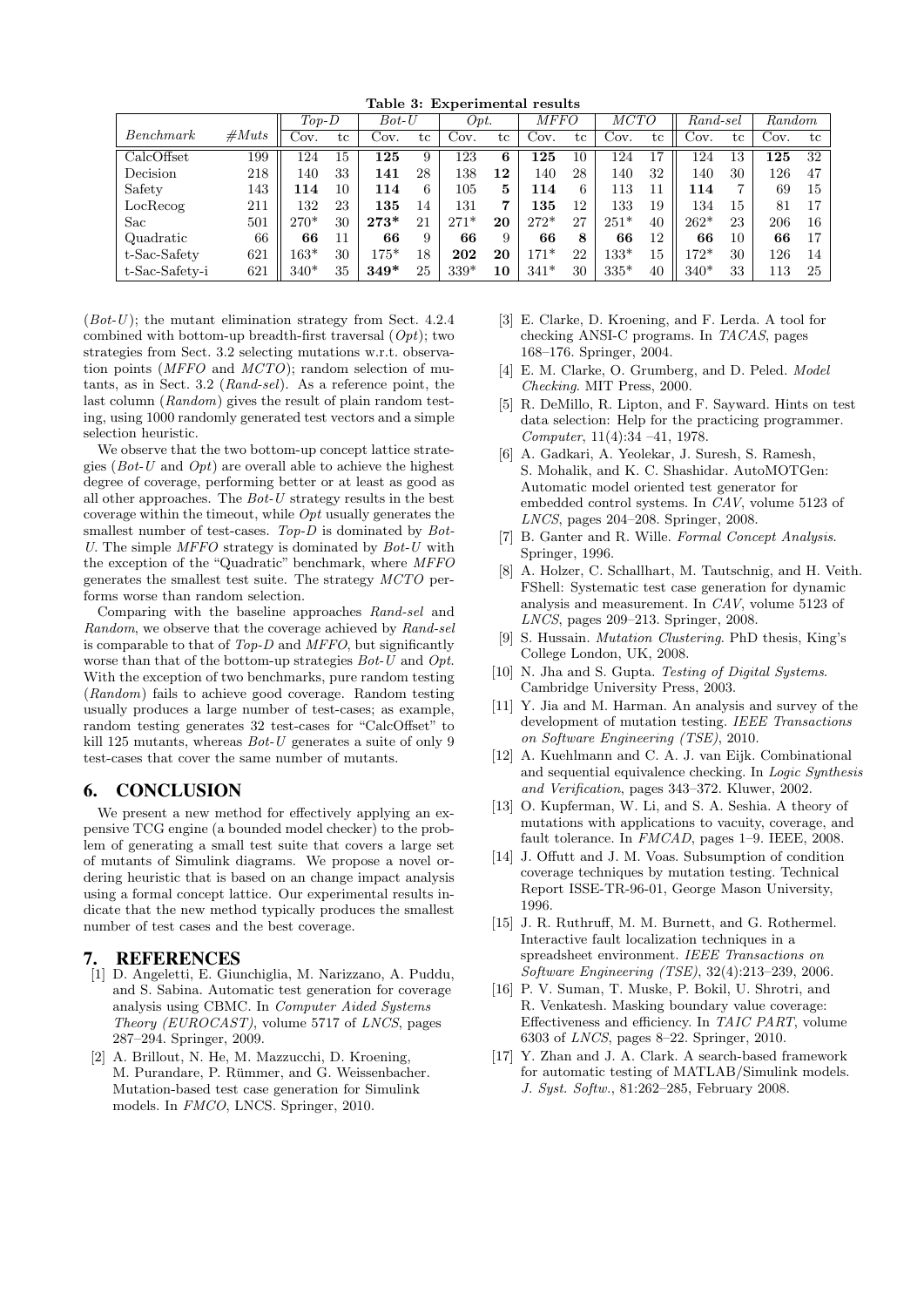**Table 3: Experimental results**

| *Benchmark* | *#Muts* | *Top-D* | | *Bot-U* | | *Opt.* | | *MFFO* | | *MCTO* | | *Rand-sel* | | *Random* | |
|---|---|---|---|---|---|---|---|---|---|---|---|---|---|---|---|
| | | Cov. | tc | Cov. | tc | Cov. | tc | Cov. | tc | Cov. | tc | Cov. | tc | Cov. | tc |
| CalcOffset | 199 | 124 | 15 | **125** | 9 | 123 | **6** | **125** | 10 | 124 | 17 | 124 | 13 | **125** | 32 |
| Decision | 218 | 140 | 33 | **141** | 28 | 138 | **12** | 140 | 28 | 140 | 32 | 140 | 30 | 126 | 47 |
| Safety | 143 | **114** | 10 | **114** | 6 | 105 | **5** | **114** | 6 | 113 | 11 | **114** | 7 | 69 | 15 |
| LocRecog | 211 | 132 | 23 | **135** | 14 | 131 | **7** | **135** | 12 | 133 | 19 | 134 | 15 | 81 | 17 |
| Sac | 501 | 270* | 30 | **273*** | 21 | 271* | **20** | 272* | 27 | 251* | 40 | 262* | 23 | 206 | 16 |
| Quadratic | 66 | **66** | 11 | **66** | 9 | **66** | 9 | **66** | **8** | **66** | 12 | **66** | 10 | **66** | 17 |
| t-Sac-Safety | 621 | 163* | 30 | 175* | 18 | **202** | **20** | 171* | 22 | 133* | 15 | 172* | 30 | 126 | 14 |
| t-Sac-Safety-i | 621 | 340* | 35 | **349*** | 25 | 339* | **10** | 341* | 30 | 335* | 40 | 340* | 33 | 113 | 25 |

(*Bot-U*); the mutant elimination strategy from Sect. 4.2.4 combined with bottom-up breadth-first traversal (*Opt*); two strategies from Sect. 3.2 selecting mutations w.r.t. observation points (*MFFO* and *MCTO*); random selection of mutants, as in Sect. 3.2 (*Rand-sel*). As a reference point, the last column (*Random*) gives the result of plain random testing, using 1000 randomly generated test vectors and a simple selection heuristic.

We observe that the two bottom-up concept lattice strategies (*Bot-U* and *Opt*) are overall able to achieve the highest degree of coverage, performing better or at least as good as all other approaches. The *Bot-U* strategy results in the best coverage within the timeout, while *Opt* usually generates the smallest number of test-cases. *Top-D* is dominated by *Bot-U*. The simple *MFFO* strategy is dominated by *Bot-U* with the exception of the "Quadratic" benchmark, where *MFFO* generates the smallest test suite. The strategy *MCTO* performs worse than random selection.

Comparing with the baseline approaches *Rand-sel* and *Random*, we observe that the coverage achieved by *Rand-sel* is comparable to that of *Top-D* and *MFFO*, but significantly worse than that of the bottom-up strategies *Bot-U* and *Opt*. With the exception of two benchmarks, pure random testing (*Random*) fails to achieve good coverage. Random testing usually produces a large number of test-cases; as example, random testing generates 32 test-cases for "CalcOffset" to kill 125 mutants, whereas *Bot-U* generates a suite of only 9 test-cases that cover the same number of mutants.

## 6. CONCLUSION

We present a new method for effectively applying an expensive TCG engine (a bounded model checker) to the problem of generating a small test suite that covers a large set of mutants of Simulink diagrams. We propose a novel ordering heuristic that is based on an change impact analysis using a formal concept lattice. Our experimental results indicate that the new method typically produces the smallest number of test cases and the best coverage.

## 7. REFERENCES

[1] D. Angeletti, E. Giunchiglia, M. Narizzano, A. Puddu, and S. Sabina. Automatic test generation for coverage analysis using CBMC. In *Computer Aided Systems Theory (EUROCAST)*, volume 5717 of *LNCS*, pages 287–294. Springer, 2009.

[2] A. Brillout, N. He, M. Mazzucchi, D. Kroening, M. Purandare, P. Rümmer, and G. Weissenbacher. Mutation-based test case generation for Simulink models. In *FMCO*, LNCS. Springer, 2010.

[3] E. Clarke, D. Kroening, and F. Lerda. A tool for checking ANSI-C programs. In *TACAS*, pages 168–176. Springer, 2004.

[4] E. M. Clarke, O. Grumberg, and D. Peled. *Model Checking*. MIT Press, 2000.

[5] R. DeMillo, R. Lipton, and F. Sayward. Hints on test data selection: Help for the practicing programmer. *Computer*, 11(4):34 –41, 1978.

[6] A. Gadkari, A. Yeolekar, J. Suresh, S. Ramesh, S. Mohalik, and K. C. Shashidar. AutoMOTGen: Automatic model oriented test generator for embedded control systems. In *CAV*, volume 5123 of *LNCS*, pages 204–208. Springer, 2008.

[7] B. Ganter and R. Wille. *Formal Concept Analysis*. Springer, 1996.

[8] A. Holzer, C. Schallhart, M. Tautschnig, and H. Veith. FShell: Systematic test case generation for dynamic analysis and measurement. In *CAV*, volume 5123 of *LNCS*, pages 209–213. Springer, 2008.

[9] S. Hussain. *Mutation Clustering*. PhD thesis, King's College London, UK, 2008.

[10] N. Jha and S. Gupta. *Testing of Digital Systems*. Cambridge University Press, 2003.

[11] Y. Jia and M. Harman. An analysis and survey of the development of mutation testing. *IEEE Transactions on Software Engineering (TSE)*, 2010.

[12] A. Kuehlmann and C. A. J. van Eijk. Combinational and sequential equivalence checking. In *Logic Synthesis and Verification*, pages 343–372. Kluwer, 2002.

[13] O. Kupferman, W. Li, and S. A. Seshia. A theory of mutations with applications to vacuity, coverage, and fault tolerance. In *FMCAD*, pages 1–9. IEEE, 2008.

[14] J. Offutt and J. M. Voas. Subsumption of condition coverage techniques by mutation testing. Technical Report ISSE-TR-96-01, George Mason University, 1996.

[15] J. R. Ruthruff, M. M. Burnett, and G. Rothermel. Interactive fault localization techniques in a spreadsheet environment. *IEEE Transactions on Software Engineering (TSE)*, 32(4):213–239, 2006.

[16] P. V. Suman, T. Muske, P. Bokil, U. Shrotri, and R. Venkatesh. Masking boundary value coverage: Effectiveness and efficiency. In *TAIC PART*, volume 6303 of *LNCS*, pages 8–22. Springer, 2010.

[17] Y. Zhan and J. A. Clark. A search-based framework for automatic testing of MATLAB/Simulink models. *J. Syst. Softw.*, 81:262–285, February 2008.